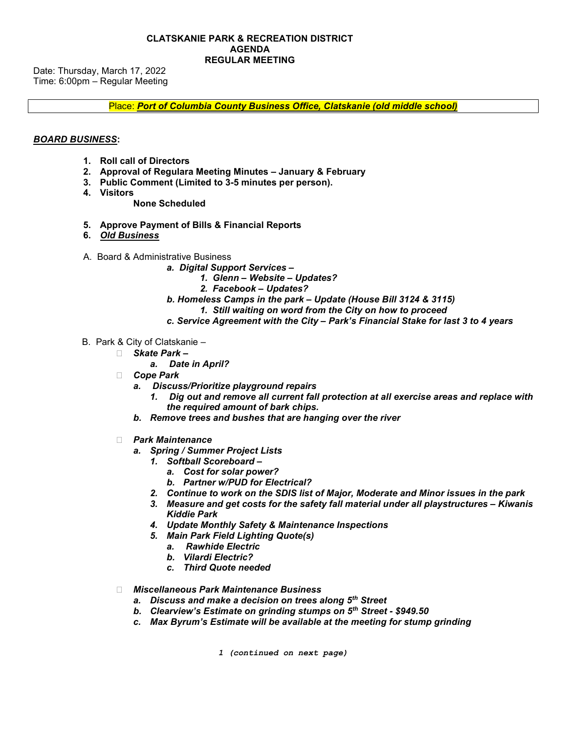**CLATSKANIE PARK & RECREATION DISTRICT**
**AGENDA**
**REGULAR MEETING**

Date: Thursday, March 17, 2022
Time: 6:00pm – Regular Meeting

Place: ***Port of Columbia County Business Office, Clatskanie (old middle school)***

***BOARD BUSINESS*:**

1. **Roll call of Directors**
2. **Approval of Regulara Meeting Minutes – January & February**
3. **Public Comment (Limited to 3-5 minutes per person).**
4. **Visitors**

   **None Scheduled**

5. **Approve Payment of Bills & Financial Reports**
6. ***Old Business***

A. Board & Administrative Business

- ***a. Digital Support Services –***
  - ***1. Glenn – Website – Updates?***
  - ***2. Facebook – Updates?***
- ***b. Homeless Camps in the park – Update (House Bill 3124 & 3115)***
  - ***1. Still waiting on word from the City on how to proceed***
- ***c. Service Agreement with the City – Park's Financial Stake for last 3 to 4 years***

B. Park & City of Clatskanie –

- ***Skate Park –***
  - ***a. Date in April?***
- ***Cope Park***
  - ***a. Discuss/Prioritize playground repairs***
    - ***1. Dig out and remove all current fall protection at all exercise areas and replace with the required amount of bark chips.***
  - ***b. Remove trees and bushes that are hanging over the river***
- ***Park Maintenance***
  - ***a. Spring / Summer Project Lists***
    - ***1. Softball Scoreboard –***
      - ***a. Cost for solar power?***
      - ***b. Partner w/PUD for Electrical?***
    - ***2. Continue to work on the SDIS list of Major, Moderate and Minor issues in the park***
    - ***3. Measure and get costs for the safety fall material under all playstructures – Kiwanis Kiddie Park***
    - ***4. Update Monthly Safety & Maintenance Inspections***
    - ***5. Main Park Field Lighting Quote(s)***
      - ***a. Rawhide Electric***
      - ***b. Vilardi Electric?***
      - ***c. Third Quote needed***
- ***Miscellaneous Park Maintenance Business***
  - ***a. Discuss and make a decision on trees along 5th Street***
  - ***b. Clearview's Estimate on grinding stumps on 5th Street - $949.50***
  - ***c. Max Byrum's Estimate will be available at the meeting for stump grinding***

*(continued on next page)*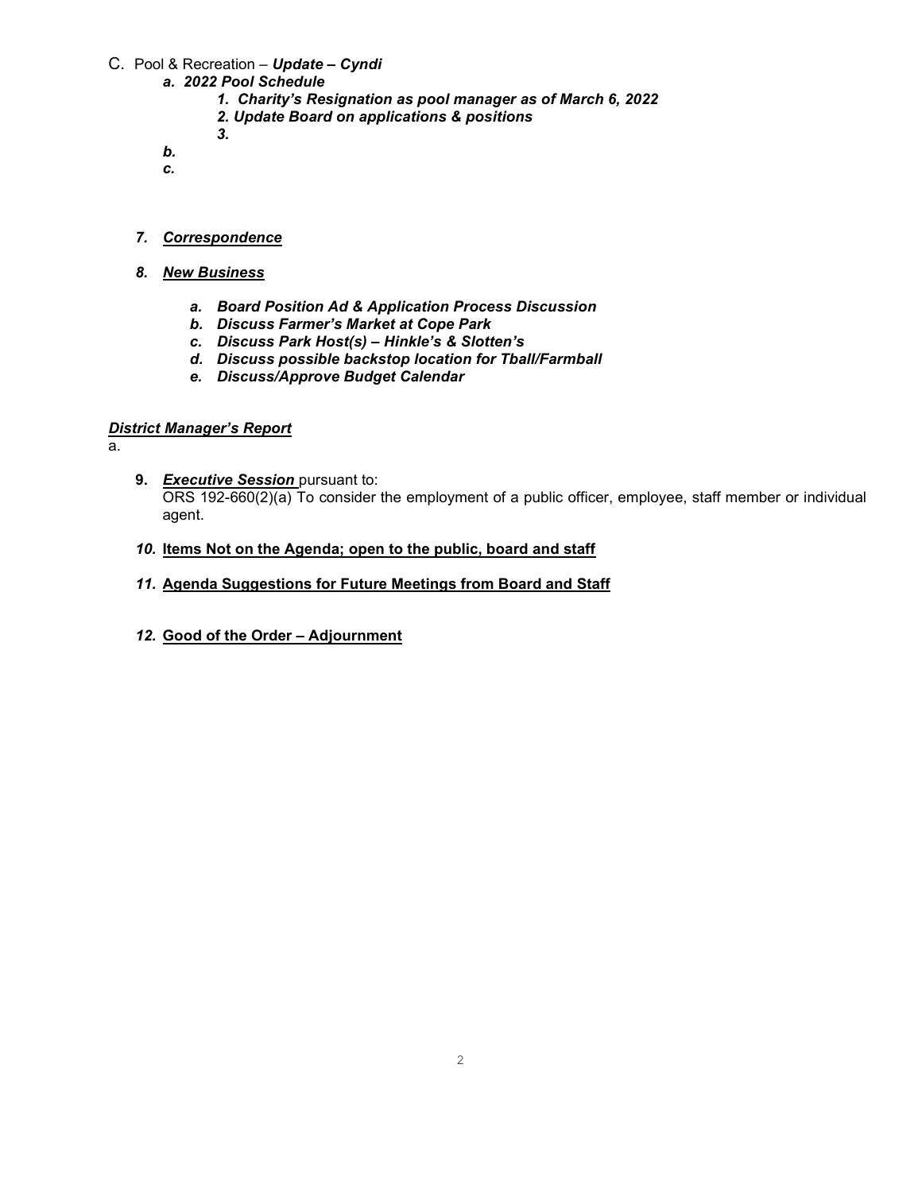C. Pool & Recreation – ***Update – Cyndi***

- ***a. 2022 Pool Schedule***
  - ***1. Charity's Resignation as pool manager as of March 6, 2022***
  - ***2. Update Board on applications & positions***
  - ***3.***
- ***b.***
- ***c.***

***7. <u>Correspondence</u>***

***8. <u>New Business</u>***

- ***a. Board Position Ad & Application Process Discussion***
- ***b. Discuss Farmer's Market at Cope Park***
- ***c. Discuss Park Host(s) – Hinkle's & Slotten's***
- ***d. Discuss possible backstop location for Tball/Farmball***
- ***e. Discuss/Approve Budget Calendar***

***<u>District Manager's Report</u>***

a.

**9.** ***<u>Executive Session</u>*** pursuant to:
ORS 192-660(2)(a) To consider the employment of a public officer, employee, staff member or individual agent.

***10.*** **<u>Items Not on the Agenda; open to the public, board and staff</u>**

***11.*** **<u>Agenda Suggestions for Future Meetings from Board and Staff</u>**

***12.*** **<u>Good of the Order – Adjournment</u>**